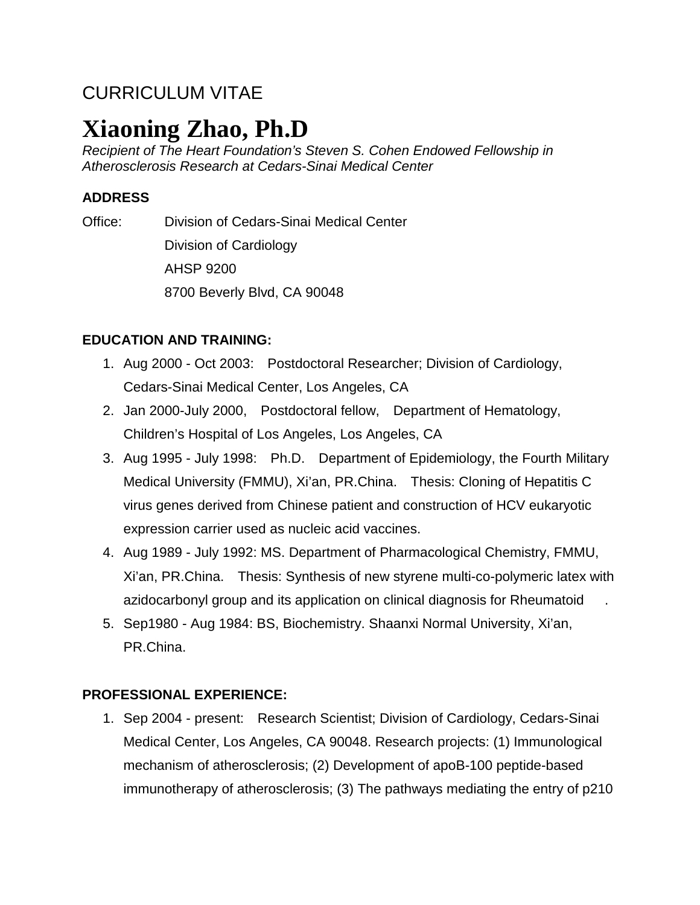CURRICULUM VITAE

# Xiaoning Zhao, Ph.D

*Recipient of The Heart Foundation's Steven S. Cohen Endowed Fellowship in Atherosclerosis Research at Cedars-Sinai Medical Center*

**ADDRESS**

Office: Division of Cedars-Sinai Medical Center
Division of Cardiology
AHSP 9200
8700 Beverly Blvd, CA 90048

**EDUCATION AND TRAINING:**

1. Aug 2000 - Oct 2003: Postdoctoral Researcher; Division of Cardiology, Cedars-Sinai Medical Center, Los Angeles, CA
2. Jan 2000-July 2000, Postdoctoral fellow, Department of Hematology, Children's Hospital of Los Angeles, Los Angeles, CA
3. Aug 1995 - July 1998: Ph.D. Department of Epidemiology, the Fourth Military Medical University (FMMU), Xi'an, PR.China. Thesis: Cloning of Hepatitis C virus genes derived from Chinese patient and construction of HCV eukaryotic expression carrier used as nucleic acid vaccines.
4. Aug 1989 - July 1992: MS. Department of Pharmacological Chemistry, FMMU, Xi'an, PR.China. Thesis: Synthesis of new styrene multi-co-polymeric latex with azidocarbonyl group and its application on clinical diagnosis for Rheumatoid .
5. Sep1980 - Aug 1984: BS, Biochemistry. Shaanxi Normal University, Xi'an, PR.China.

**PROFESSIONAL EXPERIENCE:**

1. Sep 2004 - present: Research Scientist; Division of Cardiology, Cedars-Sinai Medical Center, Los Angeles, CA 90048. Research projects: (1) Immunological mechanism of atherosclerosis; (2) Development of apoB-100 peptide-based immunotherapy of atherosclerosis; (3) The pathways mediating the entry of p210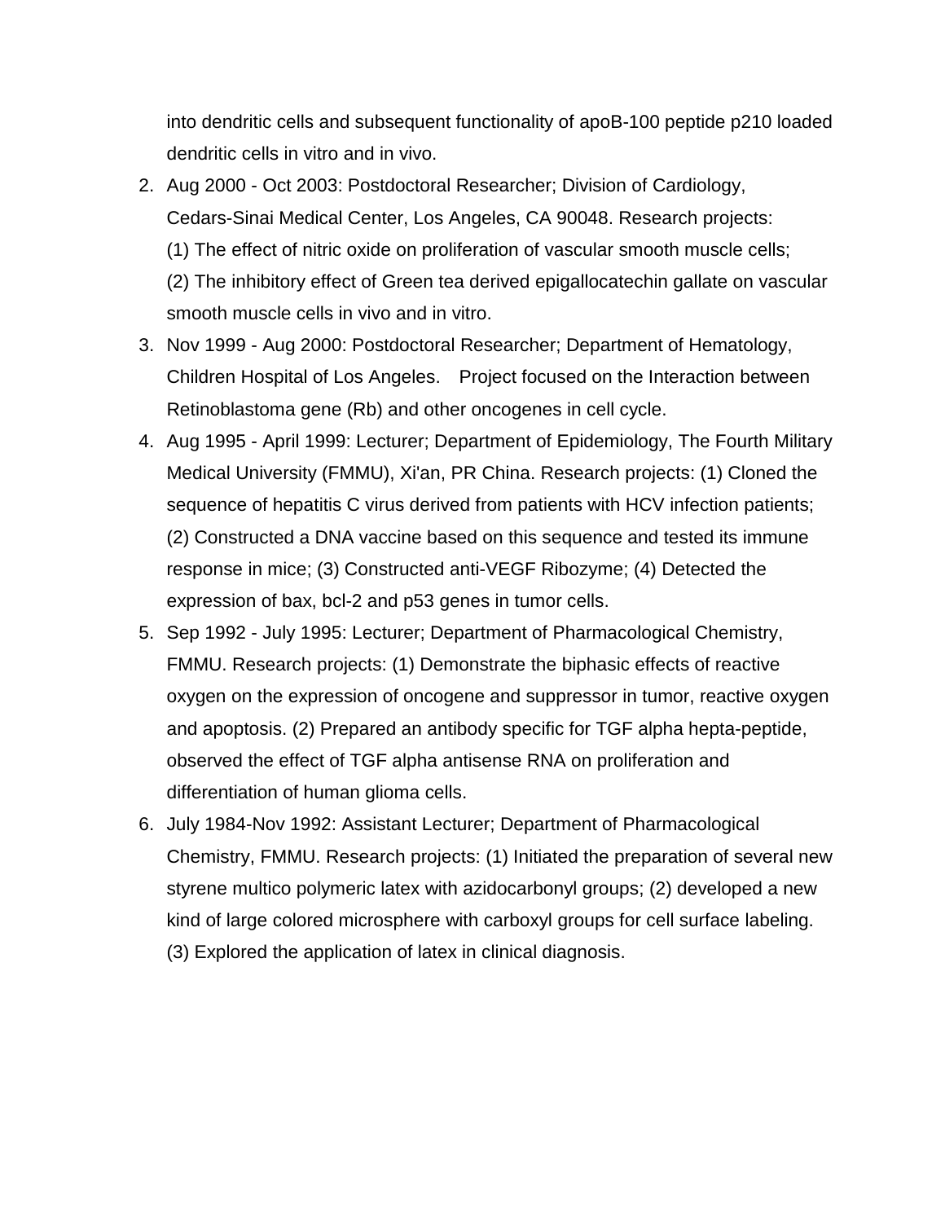into dendritic cells and subsequent functionality of apoB-100 peptide p210 loaded dendritic cells in vitro and in vivo.

2. Aug 2000 - Oct 2003: Postdoctoral Researcher; Division of Cardiology, Cedars-Sinai Medical Center, Los Angeles, CA 90048. Research projects: (1) The effect of nitric oxide on proliferation of vascular smooth muscle cells; (2) The inhibitory effect of Green tea derived epigallocatechin gallate on vascular smooth muscle cells in vivo and in vitro.
3. Nov 1999 - Aug 2000: Postdoctoral Researcher; Department of Hematology, Children Hospital of Los Angeles. Project focused on the Interaction between Retinoblastoma gene (Rb) and other oncogenes in cell cycle.
4. Aug 1995 - April 1999: Lecturer; Department of Epidemiology, The Fourth Military Medical University (FMMU), Xi'an, PR China. Research projects: (1) Cloned the sequence of hepatitis C virus derived from patients with HCV infection patients; (2) Constructed a DNA vaccine based on this sequence and tested its immune response in mice; (3) Constructed anti-VEGF Ribozyme; (4) Detected the expression of bax, bcl-2 and p53 genes in tumor cells.
5. Sep 1992 - July 1995: Lecturer; Department of Pharmacological Chemistry, FMMU. Research projects: (1) Demonstrate the biphasic effects of reactive oxygen on the expression of oncogene and suppressor in tumor, reactive oxygen and apoptosis. (2) Prepared an antibody specific for TGF alpha hepta-peptide, observed the effect of TGF alpha antisense RNA on proliferation and differentiation of human glioma cells.
6. July 1984-Nov 1992: Assistant Lecturer; Department of Pharmacological Chemistry, FMMU. Research projects: (1) Initiated the preparation of several new styrene multico polymeric latex with azidocarbonyl groups; (2) developed a new kind of large colored microsphere with carboxyl groups for cell surface labeling. (3) Explored the application of latex in clinical diagnosis.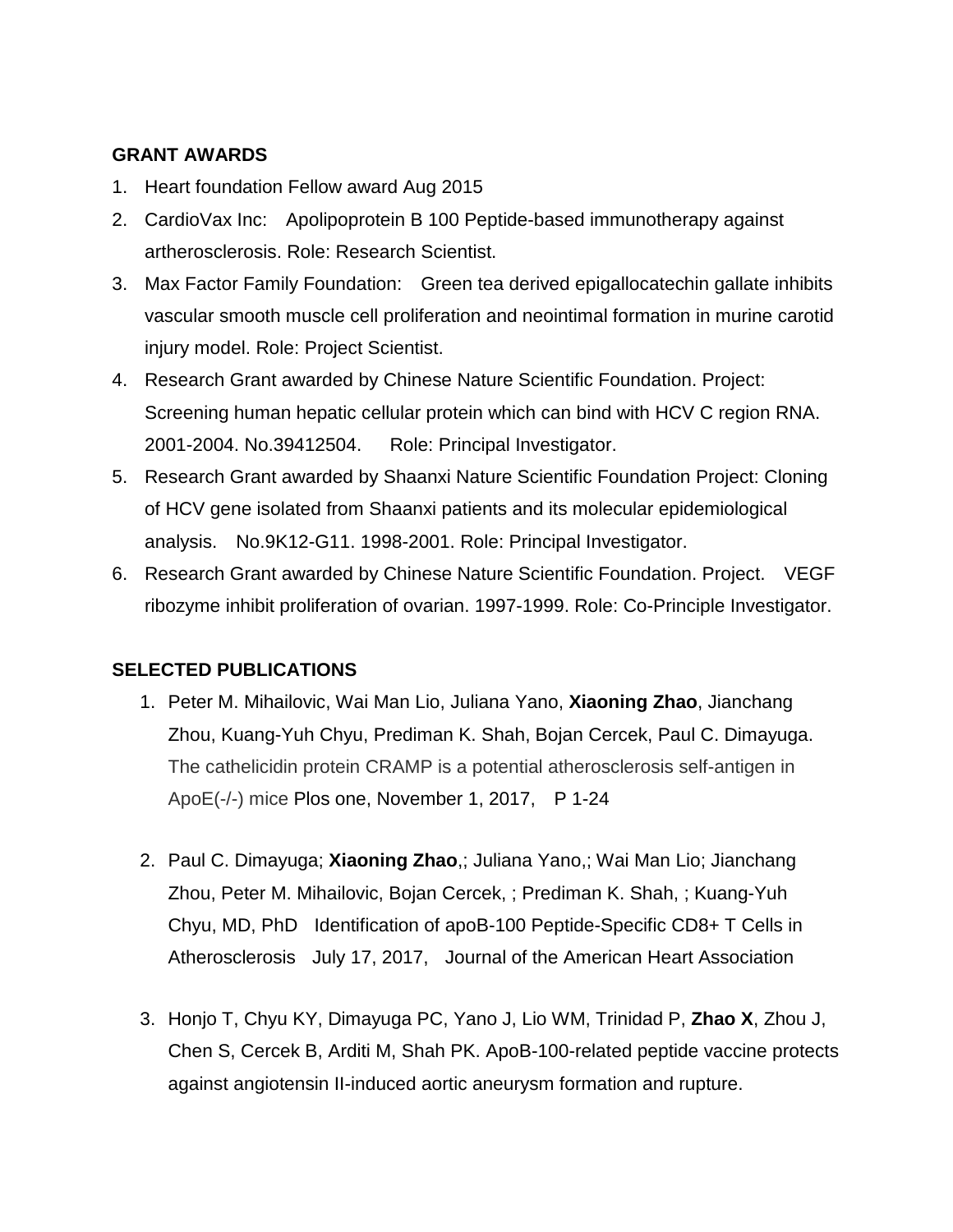## GRANT AWARDS

1. Heart foundation Fellow award Aug 2015
2. CardioVax Inc: Apolipoprotein B 100 Peptide-based immunotherapy against artherosclerosis. Role: Research Scientist.
3. Max Factor Family Foundation: Green tea derived epigallocatechin gallate inhibits vascular smooth muscle cell proliferation and neointimal formation in murine carotid injury model. Role: Project Scientist.
4. Research Grant awarded by Chinese Nature Scientific Foundation. Project: Screening human hepatic cellular protein which can bind with HCV C region RNA. 2001-2004. No.39412504. Role: Principal Investigator.
5. Research Grant awarded by Shaanxi Nature Scientific Foundation Project: Cloning of HCV gene isolated from Shaanxi patients and its molecular epidemiological analysis. No.9K12-G11. 1998-2001. Role: Principal Investigator.
6. Research Grant awarded by Chinese Nature Scientific Foundation. Project. VEGF ribozyme inhibit proliferation of ovarian. 1997-1999. Role: Co-Principle Investigator.

## SELECTED PUBLICATIONS

1. Peter M. Mihailovic, Wai Man Lio, Juliana Yano, **Xiaoning Zhao**, Jianchang Zhou, Kuang-Yuh Chyu, Prediman K. Shah, Bojan Cercek, Paul C. Dimayuga. The cathelicidin protein CRAMP is a potential atherosclerosis self-antigen in ApoE(-/-) mice Plos one, November 1, 2017, P 1-24

2. Paul C. Dimayuga; **Xiaoning Zhao**,; Juliana Yano,; Wai Man Lio; Jianchang Zhou, Peter M. Mihailovic, Bojan Cercek, ; Prediman K. Shah, ; Kuang-Yuh Chyu, MD, PhD Identification of apoB-100 Peptide-Specific CD8+ T Cells in Atherosclerosis July 17, 2017, Journal of the American Heart Association

3. Honjo T, Chyu KY, Dimayuga PC, Yano J, Lio WM, Trinidad P, **Zhao X**, Zhou J, Chen S, Cercek B, Arditi M, Shah PK. ApoB-100-related peptide vaccine protects against angiotensin II-induced aortic aneurysm formation and rupture.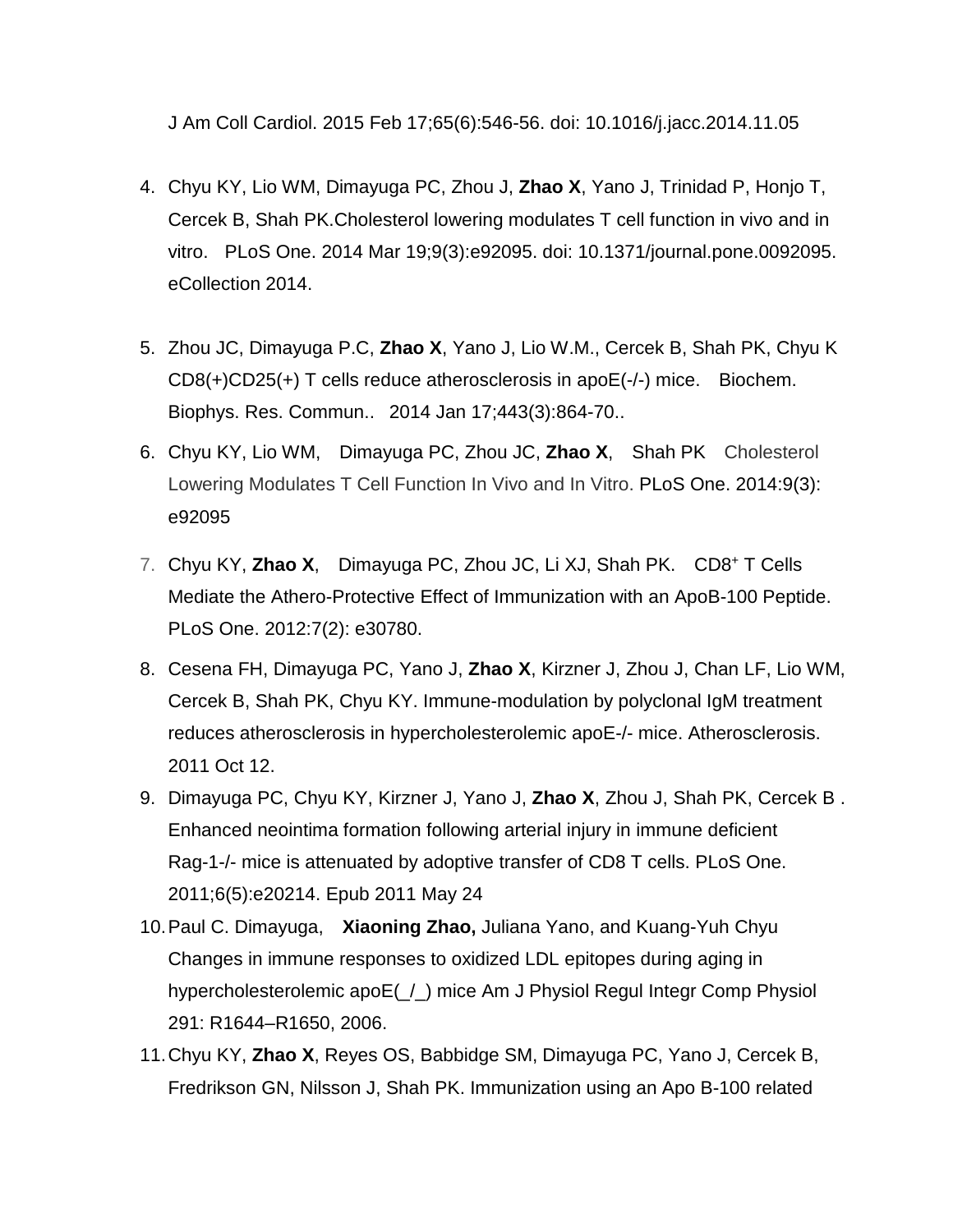J Am Coll Cardiol. 2015 Feb 17;65(6):546-56. doi: 10.1016/j.jacc.2014.11.05

4. Chyu KY, Lio WM, Dimayuga PC, Zhou J, **Zhao X**, Yano J, Trinidad P, Honjo T, Cercek B, Shah PK.Cholesterol lowering modulates T cell function in vivo and in vitro. PLoS One. 2014 Mar 19;9(3):e92095. doi: 10.1371/journal.pone.0092095. eCollection 2014.

5. Zhou JC, Dimayuga P.C, **Zhao X**, Yano J, Lio W.M., Cercek B, Shah PK, Chyu K CD8(+)CD25(+) T cells reduce atherosclerosis in apoE(-/-) mice. Biochem. Biophys. Res. Commun.. 2014 Jan 17;443(3):864-70..

6. Chyu KY, Lio WM, Dimayuga PC, Zhou JC, **Zhao X**, Shah PK Cholesterol Lowering Modulates T Cell Function In Vivo and In Vitro. PLoS One. 2014:9(3): e92095

7. Chyu KY, **Zhao X**, Dimayuga PC, Zhou JC, Li XJ, Shah PK. CD8+ T Cells Mediate the Athero-Protective Effect of Immunization with an ApoB-100 Peptide. PLoS One. 2012:7(2): e30780.

8. Cesena FH, Dimayuga PC, Yano J, **Zhao X**, Kirzner J, Zhou J, Chan LF, Lio WM, Cercek B, Shah PK, Chyu KY. Immune-modulation by polyclonal IgM treatment reduces atherosclerosis in hypercholesterolemic apoE-/- mice. Atherosclerosis. 2011 Oct 12.

9. Dimayuga PC, Chyu KY, Kirzner J, Yano J, **Zhao X**, Zhou J, Shah PK, Cercek B . Enhanced neointima formation following arterial injury in immune deficient Rag-1-/- mice is attenuated by adoptive transfer of CD8 T cells. PLoS One. 2011;6(5):e20214. Epub 2011 May 24

10. Paul C. Dimayuga, **Xiaoning Zhao,** Juliana Yano, and Kuang-Yuh Chyu Changes in immune responses to oxidized LDL epitopes during aging in hypercholesterolemic apoE(_/_) mice Am J Physiol Regul Integr Comp Physiol 291: R1644–R1650, 2006.

11. Chyu KY, **Zhao X**, Reyes OS, Babbidge SM, Dimayuga PC, Yano J, Cercek B, Fredrikson GN, Nilsson J, Shah PK. Immunization using an Apo B-100 related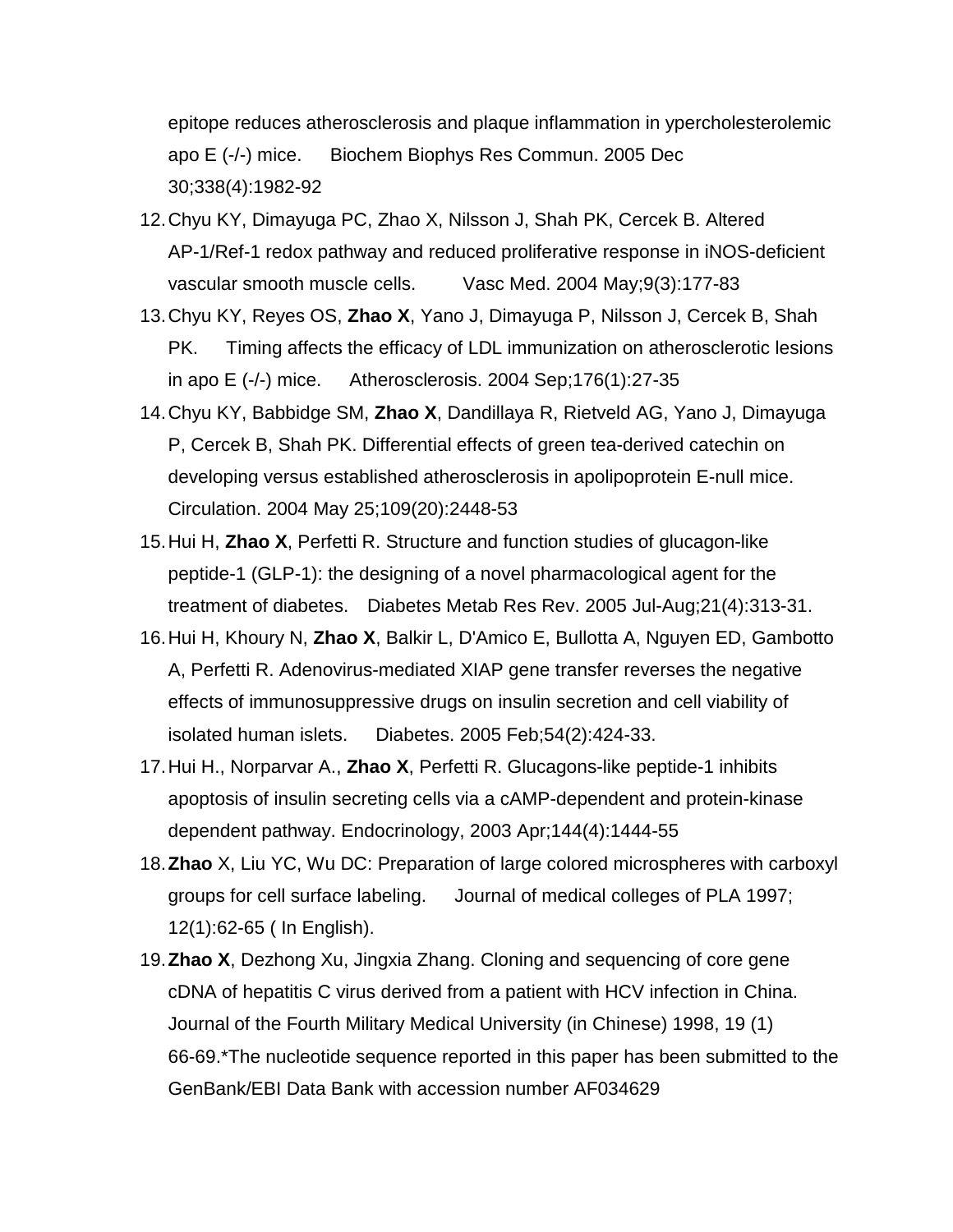epitope reduces atherosclerosis and plaque inflammation in ypercholesterolemic apo E (-/-) mice.  Biochem Biophys Res Commun. 2005 Dec 30;338(4):1982-92

12. Chyu KY, Dimayuga PC, Zhao X, Nilsson J, Shah PK, Cercek B. Altered AP-1/Ref-1 redox pathway and reduced proliferative response in iNOS-deficient vascular smooth muscle cells.  Vasc Med. 2004 May;9(3):177-83
13. Chyu KY, Reyes OS, **Zhao X**, Yano J, Dimayuga P, Nilsson J, Cercek B, Shah PK.  Timing affects the efficacy of LDL immunization on atherosclerotic lesions in apo E (-/-) mice.  Atherosclerosis. 2004 Sep;176(1):27-35
14. Chyu KY, Babbidge SM, **Zhao X**, Dandillaya R, Rietveld AG, Yano J, Dimayuga P, Cercek B, Shah PK. Differential effects of green tea-derived catechin on developing versus established atherosclerosis in apolipoprotein E-null mice. Circulation. 2004 May 25;109(20):2448-53
15. Hui H, **Zhao X**, Perfetti R. Structure and function studies of glucagon-like peptide-1 (GLP-1): the designing of a novel pharmacological agent for the treatment of diabetes.  Diabetes Metab Res Rev. 2005 Jul-Aug;21(4):313-31.
16. Hui H, Khoury N, **Zhao X**, Balkir L, D'Amico E, Bullotta A, Nguyen ED, Gambotto A, Perfetti R. Adenovirus-mediated XIAP gene transfer reverses the negative effects of immunosuppressive drugs on insulin secretion and cell viability of isolated human islets.  Diabetes. 2005 Feb;54(2):424-33.
17. Hui H., Norparvar A., **Zhao X**, Perfetti R. Glucagons-like peptide-1 inhibits apoptosis of insulin secreting cells via a cAMP-dependent and protein-kinase dependent pathway. Endocrinology, 2003 Apr;144(4):1444-55
18. **Zhao** X, Liu YC, Wu DC: Preparation of large colored microspheres with carboxyl groups for cell surface labeling.  Journal of medical colleges of PLA 1997; 12(1):62-65 ( In English).
19. **Zhao X**, Dezhong Xu, Jingxia Zhang. Cloning and sequencing of core gene cDNA of hepatitis C virus derived from a patient with HCV infection in China. Journal of the Fourth Military Medical University (in Chinese) 1998, 19 (1) 66-69.*The nucleotide sequence reported in this paper has been submitted to the GenBank/EBI Data Bank with accession number AF034629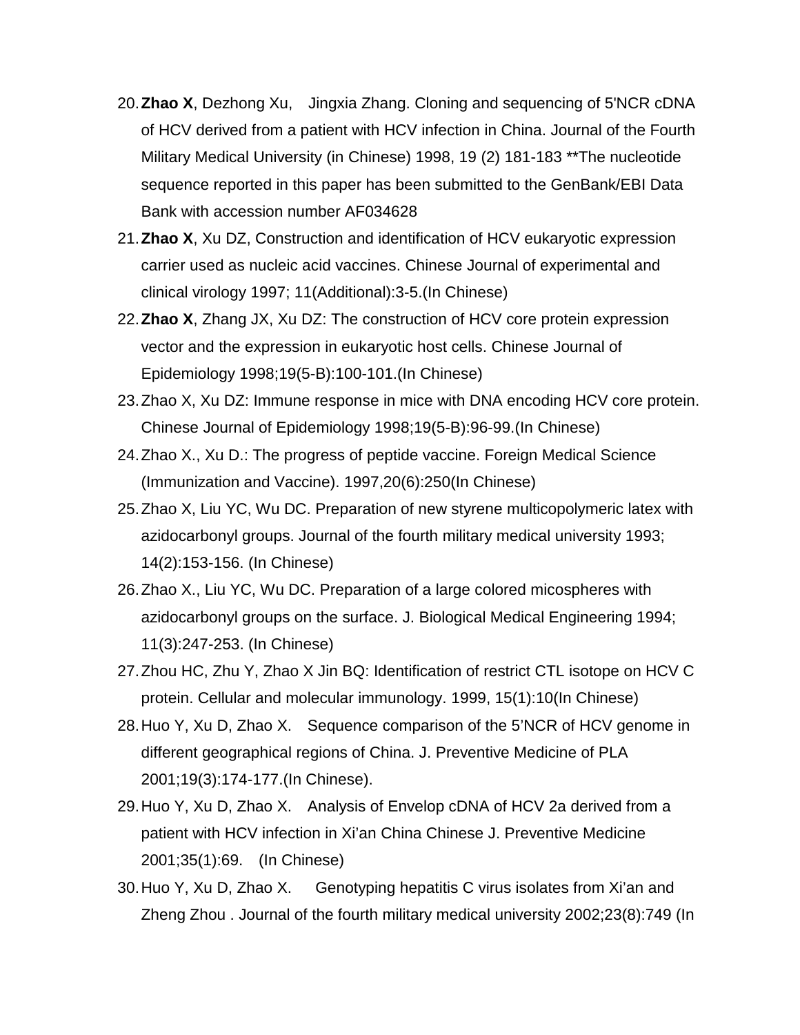20. **Zhao X**, Dezhong Xu, Jingxia Zhang. Cloning and sequencing of 5'NCR cDNA of HCV derived from a patient with HCV infection in China. Journal of the Fourth Military Medical University (in Chinese) 1998, 19 (2) 181-183 **The nucleotide sequence reported in this paper has been submitted to the GenBank/EBI Data Bank with accession number AF034628
21. **Zhao X**, Xu DZ, Construction and identification of HCV eukaryotic expression carrier used as nucleic acid vaccines. Chinese Journal of experimental and clinical virology 1997; 11(Additional):3-5.(In Chinese)
22. **Zhao X**, Zhang JX, Xu DZ: The construction of HCV core protein expression vector and the expression in eukaryotic host cells. Chinese Journal of Epidemiology 1998;19(5-B):100-101.(In Chinese)
23. Zhao X, Xu DZ: Immune response in mice with DNA encoding HCV core protein. Chinese Journal of Epidemiology 1998;19(5-B):96-99.(In Chinese)
24. Zhao X., Xu D.: The progress of peptide vaccine. Foreign Medical Science (Immunization and Vaccine). 1997,20(6):250(In Chinese)
25. Zhao X, Liu YC, Wu DC. Preparation of new styrene multicopolymeric latex with azidocarbonyl groups. Journal of the fourth military medical university 1993; 14(2):153-156. (In Chinese)
26. Zhao X., Liu YC, Wu DC. Preparation of a large colored micospheres with azidocarbonyl groups on the surface. J. Biological Medical Engineering 1994; 11(3):247-253. (In Chinese)
27. Zhou HC, Zhu Y, Zhao X Jin BQ: Identification of restrict CTL isotope on HCV C protein. Cellular and molecular immunology. 1999, 15(1):10(In Chinese)
28. Huo Y, Xu D, Zhao X. Sequence comparison of the 5'NCR of HCV genome in different geographical regions of China. J. Preventive Medicine of PLA 2001;19(3):174-177.(In Chinese).
29. Huo Y, Xu D, Zhao X. Analysis of Envelop cDNA of HCV 2a derived from a patient with HCV infection in Xi'an China Chinese J. Preventive Medicine 2001;35(1):69. (In Chinese)
30. Huo Y, Xu D, Zhao X. Genotyping hepatitis C virus isolates from Xi'an and Zheng Zhou . Journal of the fourth military medical university 2002;23(8):749 (In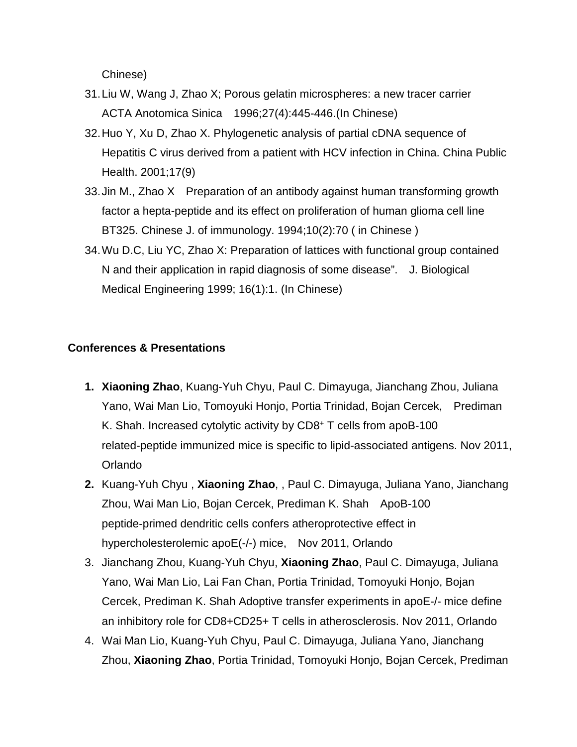Chinese)

31. Liu W, Wang J, Zhao X; Porous gelatin microspheres: a new tracer carrier ACTA Anotomica Sinica 1996;27(4):445-446.(In Chinese)
32. Huo Y, Xu D, Zhao X. Phylogenetic analysis of partial cDNA sequence of Hepatitis C virus derived from a patient with HCV infection in China. China Public Health. 2001;17(9)
33. Jin M., Zhao X Preparation of an antibody against human transforming growth factor a hepta-peptide and its effect on proliferation of human glioma cell line BT325. Chinese J. of immunology. 1994;10(2):70 ( in Chinese )
34. Wu D.C, Liu YC, Zhao X: Preparation of lattices with functional group contained N and their application in rapid diagnosis of some disease". J. Biological Medical Engineering 1999; 16(1):1. (In Chinese)

**Conferences & Presentations**

1. **Xiaoning Zhao**, Kuang-Yuh Chyu, Paul C. Dimayuga, Jianchang Zhou, Juliana Yano, Wai Man Lio, Tomoyuki Honjo, Portia Trinidad, Bojan Cercek, Prediman K. Shah. Increased cytolytic activity by $CD8^+$ T cells from apoB-100 related-peptide immunized mice is specific to lipid-associated antigens. Nov 2011, Orlando
2. Kuang-Yuh Chyu , **Xiaoning Zhao**, , Paul C. Dimayuga, Juliana Yano, Jianchang Zhou, Wai Man Lio, Bojan Cercek, Prediman K. Shah ApoB-100 peptide-primed dendritic cells confers atheroprotective effect in hypercholesterolemic apoE(-/-) mice, Nov 2011, Orlando
3. Jianchang Zhou, Kuang-Yuh Chyu, **Xiaoning Zhao**, Paul C. Dimayuga, Juliana Yano, Wai Man Lio, Lai Fan Chan, Portia Trinidad, Tomoyuki Honjo, Bojan Cercek, Prediman K. Shah Adoptive transfer experiments in apoE-/- mice define an inhibitory role for CD8+CD25+ T cells in atherosclerosis. Nov 2011, Orlando
4. Wai Man Lio, Kuang-Yuh Chyu, Paul C. Dimayuga, Juliana Yano, Jianchang Zhou, **Xiaoning Zhao**, Portia Trinidad, Tomoyuki Honjo, Bojan Cercek, Prediman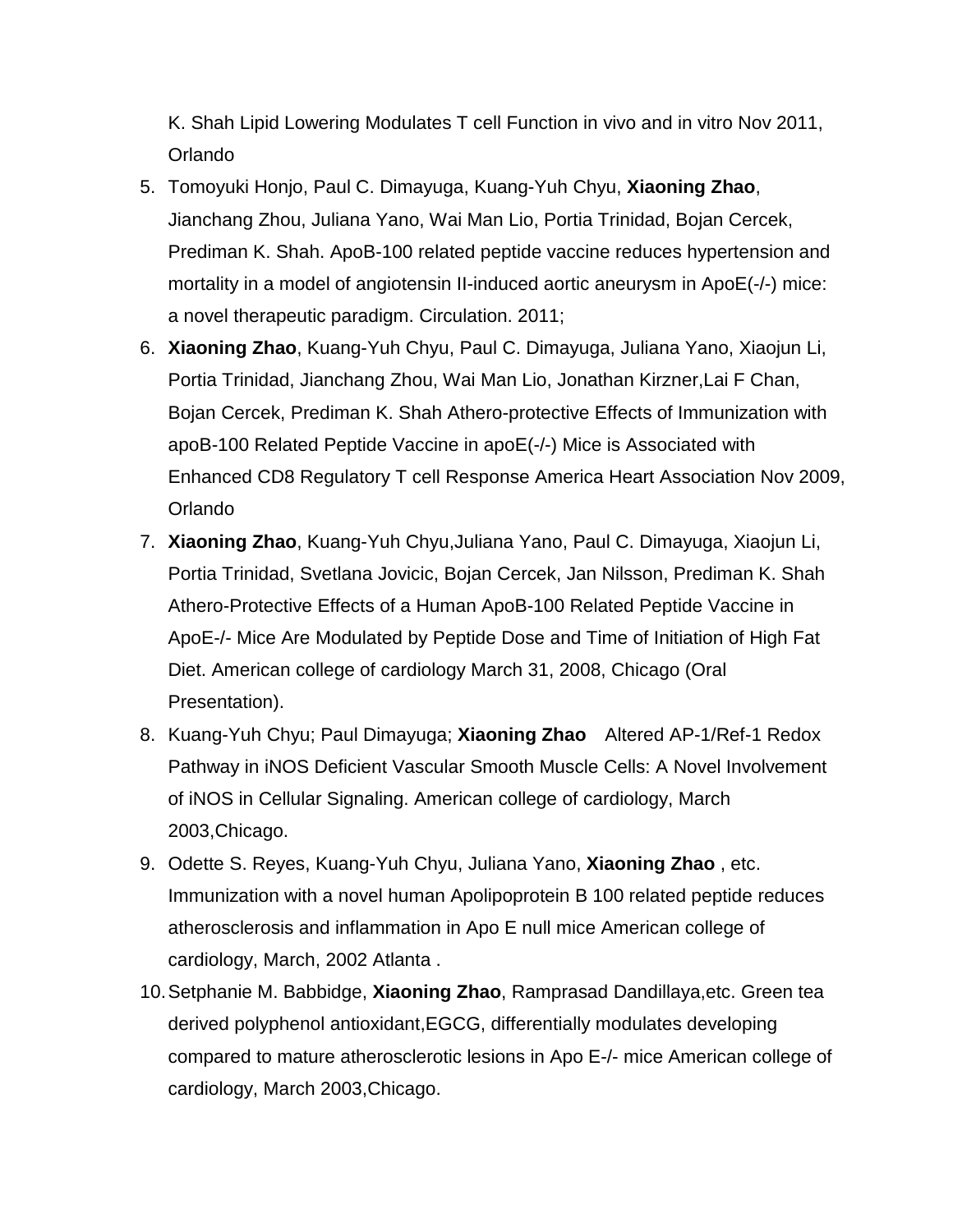K. Shah Lipid Lowering Modulates T cell Function in vivo and in vitro Nov 2011, Orlando

5. Tomoyuki Honjo, Paul C. Dimayuga, Kuang-Yuh Chyu, **Xiaoning Zhao**, Jianchang Zhou, Juliana Yano, Wai Man Lio, Portia Trinidad, Bojan Cercek, Prediman K. Shah. ApoB-100 related peptide vaccine reduces hypertension and mortality in a model of angiotensin II-induced aortic aneurysm in ApoE(-/-) mice: a novel therapeutic paradigm. Circulation. 2011;
6. **Xiaoning Zhao**, Kuang-Yuh Chyu, Paul C. Dimayuga, Juliana Yano, Xiaojun Li, Portia Trinidad, Jianchang Zhou, Wai Man Lio, Jonathan Kirzner,Lai F Chan, Bojan Cercek, Prediman K. Shah Athero-protective Effects of Immunization with apoB-100 Related Peptide Vaccine in apoE(-/-) Mice is Associated with Enhanced CD8 Regulatory T cell Response America Heart Association Nov 2009, Orlando
7. **Xiaoning Zhao**, Kuang-Yuh Chyu,Juliana Yano, Paul C. Dimayuga, Xiaojun Li, Portia Trinidad, Svetlana Jovicic, Bojan Cercek, Jan Nilsson, Prediman K. Shah Athero-Protective Effects of a Human ApoB-100 Related Peptide Vaccine in ApoE-/- Mice Are Modulated by Peptide Dose and Time of Initiation of High Fat Diet. American college of cardiology March 31, 2008, Chicago (Oral Presentation).
8. Kuang-Yuh Chyu; Paul Dimayuga; **Xiaoning Zhao** Altered AP-1/Ref-1 Redox Pathway in iNOS Deficient Vascular Smooth Muscle Cells: A Novel Involvement of iNOS in Cellular Signaling. American college of cardiology, March 2003,Chicago.
9. Odette S. Reyes, Kuang-Yuh Chyu, Juliana Yano, **Xiaoning Zhao** , etc. Immunization with a novel human Apolipoprotein B 100 related peptide reduces atherosclerosis and inflammation in Apo E null mice American college of cardiology, March, 2002 Atlanta .
10. Setphanie M. Babbidge, **Xiaoning Zhao**, Ramprasad Dandillaya,etc. Green tea derived polyphenol antioxidant,EGCG, differentially modulates developing compared to mature atherosclerotic lesions in Apo E-/- mice American college of cardiology, March 2003,Chicago.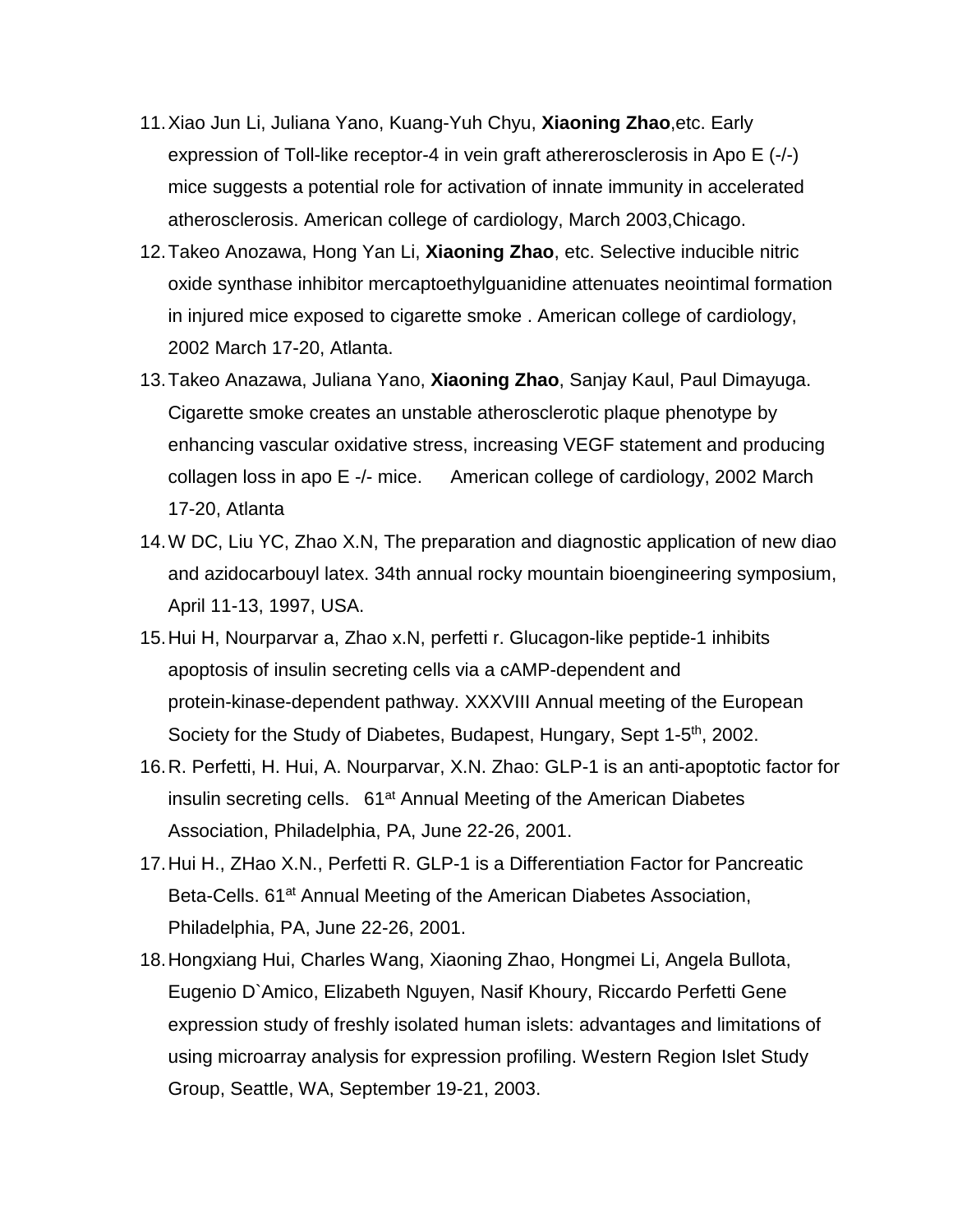11. Xiao Jun Li, Juliana Yano, Kuang-Yuh Chyu, **Xiaoning Zhao**,etc. Early expression of Toll-like receptor-4 in vein graft athererosclerosis in Apo E (-/-) mice suggests a potential role for activation of innate immunity in accelerated atherosclerosis. American college of cardiology, March 2003,Chicago.
12. Takeo Anozawa, Hong Yan Li, **Xiaoning Zhao**, etc. Selective inducible nitric oxide synthase inhibitor mercaptoethylguanidine attenuates neointimal formation in injured mice exposed to cigarette smoke . American college of cardiology, 2002 March 17-20, Atlanta.
13. Takeo Anazawa, Juliana Yano, **Xiaoning Zhao**, Sanjay Kaul, Paul Dimayuga. Cigarette smoke creates an unstable atherosclerotic plaque phenotype by enhancing vascular oxidative stress, increasing VEGF statement and producing collagen loss in apo E -/- mice. American college of cardiology, 2002 March 17-20, Atlanta
14. W DC, Liu YC, Zhao X.N, The preparation and diagnostic application of new diao and azidocarbouyl latex. 34th annual rocky mountain bioengineering symposium, April 11-13, 1997, USA.
15. Hui H, Nourparvar a, Zhao x.N, perfetti r. Glucagon-like peptide-1 inhibits apoptosis of insulin secreting cells via a cAMP-dependent and protein-kinase-dependent pathway. XXXVIII Annual meeting of the European Society for the Study of Diabetes, Budapest, Hungary, Sept 1-5th, 2002.
16. R. Perfetti, H. Hui, A. Nourparvar, X.N. Zhao: GLP-1 is an anti-apoptotic factor for insulin secreting cells. 61at Annual Meeting of the American Diabetes Association, Philadelphia, PA, June 22-26, 2001.
17. Hui H., ZHao X.N., Perfetti R. GLP-1 is a Differentiation Factor for Pancreatic Beta-Cells. 61at Annual Meeting of the American Diabetes Association, Philadelphia, PA, June 22-26, 2001.
18. Hongxiang Hui, Charles Wang, Xiaoning Zhao, Hongmei Li, Angela Bullota, Eugenio D`Amico, Elizabeth Nguyen, Nasif Khoury, Riccardo Perfetti Gene expression study of freshly isolated human islets: advantages and limitations of using microarray analysis for expression profiling. Western Region Islet Study Group, Seattle, WA, September 19-21, 2003.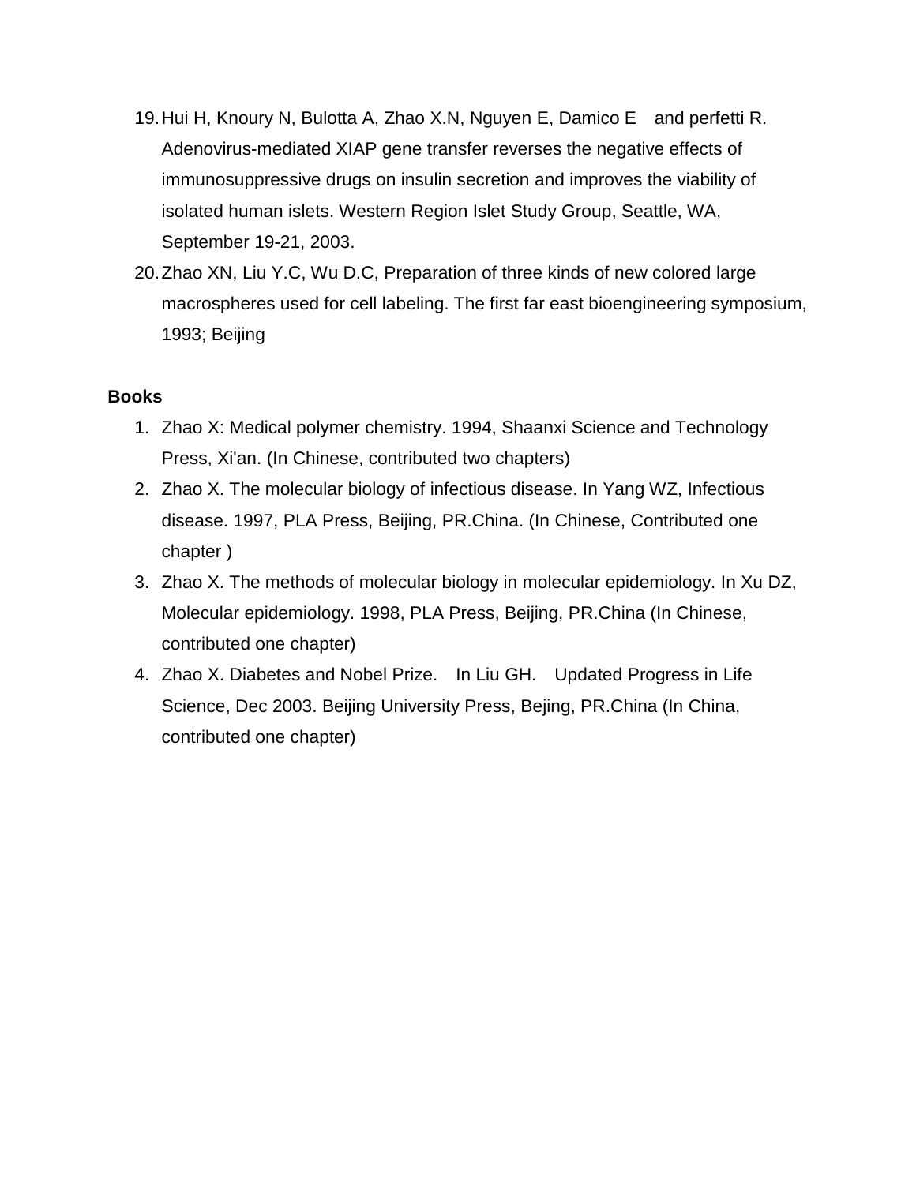19. Hui H, Knoury N, Bulotta A, Zhao X.N, Nguyen E, Damico E and perfetti R. Adenovirus-mediated XIAP gene transfer reverses the negative effects of immunosuppressive drugs on insulin secretion and improves the viability of isolated human islets. Western Region Islet Study Group, Seattle, WA, September 19-21, 2003.
20. Zhao XN, Liu Y.C, Wu D.C, Preparation of three kinds of new colored large macrospheres used for cell labeling. The first far east bioengineering symposium, 1993; Beijing

**Books**

1. Zhao X: Medical polymer chemistry. 1994, Shaanxi Science and Technology Press, Xi'an. (In Chinese, contributed two chapters)
2. Zhao X. The molecular biology of infectious disease. In Yang WZ, Infectious disease. 1997, PLA Press, Beijing, PR.China. (In Chinese, Contributed one chapter )
3. Zhao X. The methods of molecular biology in molecular epidemiology. In Xu DZ, Molecular epidemiology. 1998, PLA Press, Beijing, PR.China (In Chinese, contributed one chapter)
4. Zhao X. Diabetes and Nobel Prize. In Liu GH. Updated Progress in Life Science, Dec 2003. Beijing University Press, Bejing, PR.China (In China, contributed one chapter)